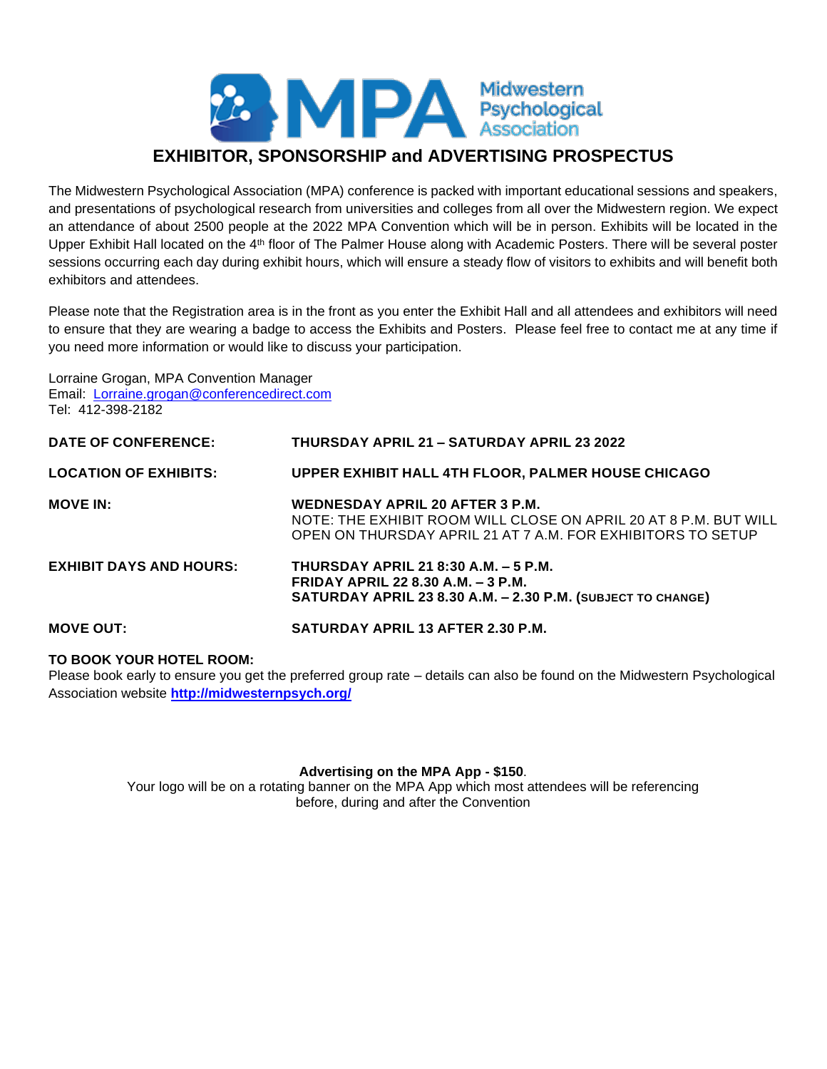MPA Midwestern Psychological Association

# EXHIBITOR, SPONSORSHIP and ADVERTISING PROSPECTUS

The Midwestern Psychological Association (MPA) conference is packed with important educational sessions and speakers, and presentations of psychological research from universities and colleges from all over the Midwestern region. We expect an attendance of about 2500 people at the 2022 MPA Convention which will be in person. Exhibits will be located in the Upper Exhibit Hall located on the 4th floor of The Palmer House along with Academic Posters. There will be several poster sessions occurring each day during exhibit hours, which will ensure a steady flow of visitors to exhibits and will benefit both exhibitors and attendees.

Please note that the Registration area is in the front as you enter the Exhibit Hall and all attendees and exhibitors will need to ensure that they are wearing a badge to access the Exhibits and Posters. Please feel free to contact me at any time if you need more information or would like to discuss your participation.

Lorraine Grogan, MPA Convention Manager
Email: Lorraine.grogan@conferencedirect.com
Tel: 412-398-2182

**DATE OF CONFERENCE:** **THURSDAY APRIL 21 – SATURDAY APRIL 23 2022**

**LOCATION OF EXHIBITS:** **UPPER EXHIBIT HALL 4TH FLOOR, PALMER HOUSE CHICAGO**

**MOVE IN:** **WEDNESDAY APRIL 20 AFTER 3 P.M.**
NOTE: THE EXHIBIT ROOM WILL CLOSE ON APRIL 20 AT 8 P.M. BUT WILL OPEN ON THURSDAY APRIL 21 AT 7 A.M. FOR EXHIBITORS TO SETUP

**EXHIBIT DAYS AND HOURS:** **THURSDAY APRIL 21 8:30 A.M. – 5 P.M.**
**FRIDAY APRIL 22 8.30 A.M. – 3 P.M.**
**SATURDAY APRIL 23 8.30 A.M. – 2.30 P.M. (SUBJECT TO CHANGE)**

**MOVE OUT:** **SATURDAY APRIL 13 AFTER 2.30 P.M.**

**TO BOOK YOUR HOTEL ROOM:**
Please book early to ensure you get the preferred group rate – details can also be found on the Midwestern Psychological Association website **http://midwesternpsych.org/**

**Advertising on the MPA App - $150**.
Your logo will be on a rotating banner on the MPA App which most attendees will be referencing before, during and after the Convention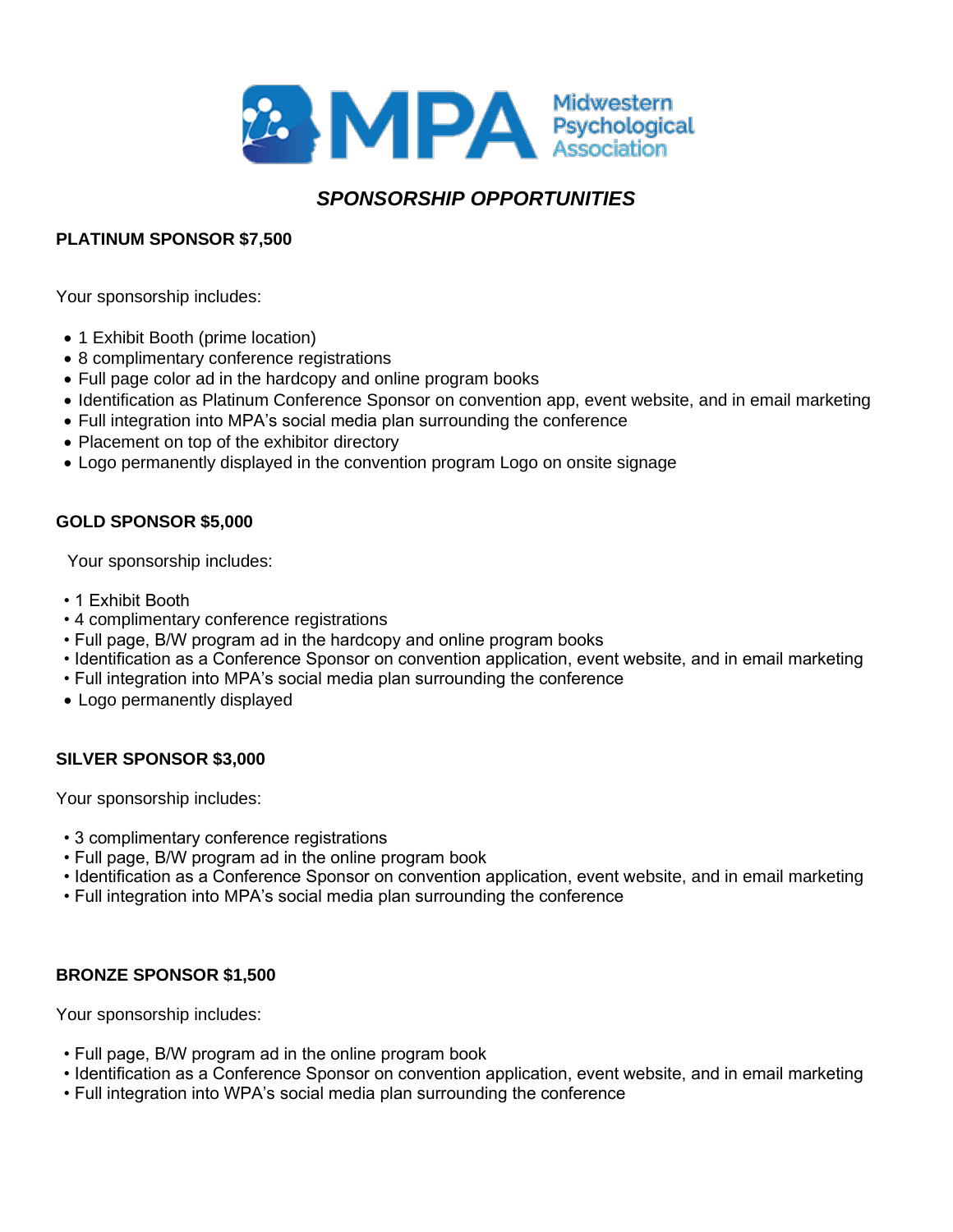Midwestern Psychological Association

### *SPONSORSHIP OPPORTUNITIES*

**PLATINUM SPONSOR $7,500**

Your sponsorship includes:

- 1 Exhibit Booth (prime location)
- 8 complimentary conference registrations
- Full page color ad in the hardcopy and online program books
- Identification as Platinum Conference Sponsor on convention app, event website, and in email marketing
- Full integration into MPA's social media plan surrounding the conference
- Placement on top of the exhibitor directory
- Logo permanently displayed in the convention program Logo on onsite signage

**GOLD SPONSOR $5,000**

Your sponsorship includes:

- 1 Exhibit Booth
- 4 complimentary conference registrations
- Full page, B/W program ad in the hardcopy and online program books
- Identification as a Conference Sponsor on convention application, event website, and in email marketing
- Full integration into MPA's social media plan surrounding the conference
- Logo permanently displayed

**SILVER SPONSOR $3,000**

Your sponsorship includes:

- 3 complimentary conference registrations
- Full page, B/W program ad in the online program book
- Identification as a Conference Sponsor on convention application, event website, and in email marketing
- Full integration into MPA's social media plan surrounding the conference

**BRONZE SPONSOR $1,500**

Your sponsorship includes:

- Full page, B/W program ad in the online program book
- Identification as a Conference Sponsor on convention application, event website, and in email marketing
- Full integration into WPA's social media plan surrounding the conference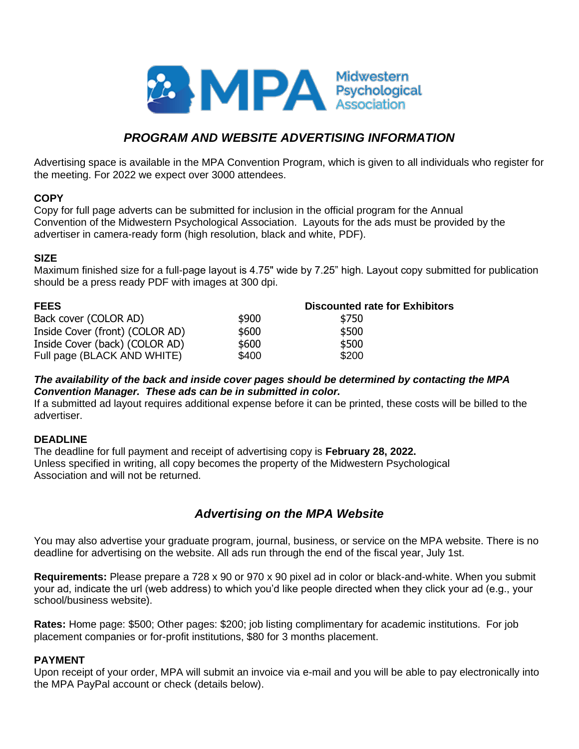Midwestern Psychological Association

# *PROGRAM AND WEBSITE ADVERTISING INFORMATION*

Advertising space is available in the MPA Convention Program, which is given to all individuals who register for the meeting. For 2022 we expect over 3000 attendees.

**COPY**
Copy for full page adverts can be submitted for inclusion in the official program for the Annual Convention of the Midwestern Psychological Association. Layouts for the ads must be provided by the advertiser in camera-ready form (high resolution, black and white, PDF).

**SIZE**
Maximum finished size for a full-page layout is 4.75" wide by 7.25" high. Layout copy submitted for publication should be a press ready PDF with images at 300 dpi.

| **FEES** | | **Discounted rate for Exhibitors** |
|---|---|---|
| Back cover (COLOR AD) | $900 | $750 |
| Inside Cover (front) (COLOR AD) | $600 | $500 |
| Inside Cover (back) (COLOR AD) | $600 | $500 |
| Full page (BLACK AND WHITE) | $400 | $200 |

***The availability of the back and inside cover pages should be determined by contacting the MPA Convention Manager. These ads can be in submitted in color.***
If a submitted ad layout requires additional expense before it can be printed, these costs will be billed to the advertiser.

**DEADLINE**
The deadline for full payment and receipt of advertising copy is **February 28, 2022.**
Unless specified in writing, all copy becomes the property of the Midwestern Psychological Association and will not be returned.

## *Advertising on the MPA Website*

You may also advertise your graduate program, journal, business, or service on the MPA website. There is no deadline for advertising on the website. All ads run through the end of the fiscal year, July 1st.

**Requirements:** Please prepare a 728 x 90 or 970 x 90 pixel ad in color or black-and-white. When you submit your ad, indicate the url (web address) to which you'd like people directed when they click your ad (e.g., your school/business website).

**Rates:** Home page: $500; Other pages: $200; job listing complimentary for academic institutions. For job placement companies or for-profit institutions, $80 for 3 months placement.

**PAYMENT**
Upon receipt of your order, MPA will submit an invoice via e-mail and you will be able to pay electronically into the MPA PayPal account or check (details below).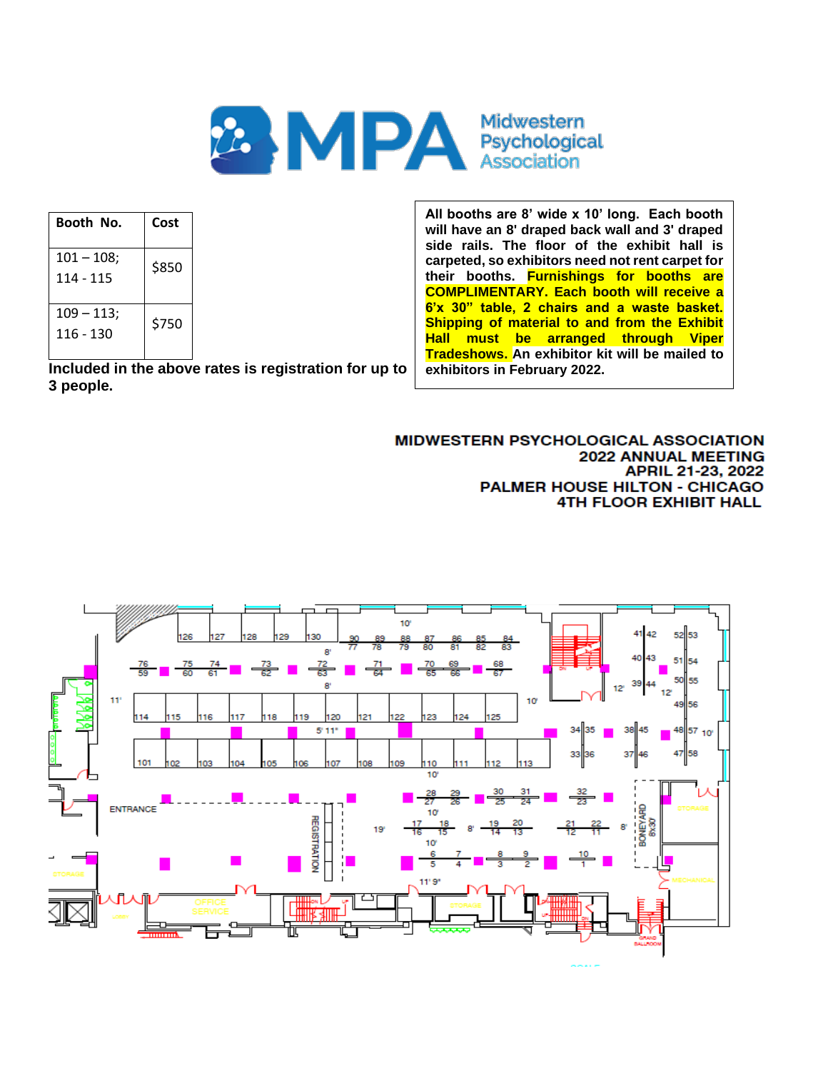| Booth No. | Cost |
|---|---|
| 101 – 108; 114 - 115 | $850 |
| 109 – 113; 116 - 130 | $750 |

**Included in the above rates is registration for up to 3 people.**

**All booths are 8' wide x 10' long. Each booth will have an 8' draped back wall and 3' draped side rails. The floor of the exhibit hall is carpeted, so exhibitors need not rent carpet for their booths. Furnishings for booths are COMPLIMENTARY. Each booth will receive a 6'x 30" table, 2 chairs and a waste basket. Shipping of material to and from the Exhibit Hall must be arranged through Viper Tradeshows. An exhibitor kit will be mailed to exhibitors in February 2022.**

**MIDWESTERN PSYCHOLOGICAL ASSOCIATION**
**2022 ANNUAL MEETING**
**APRIL 21-23, 2022**
**PALMER HOUSE HILTON - CHICAGO**
**4TH FLOOR EXHIBIT HALL**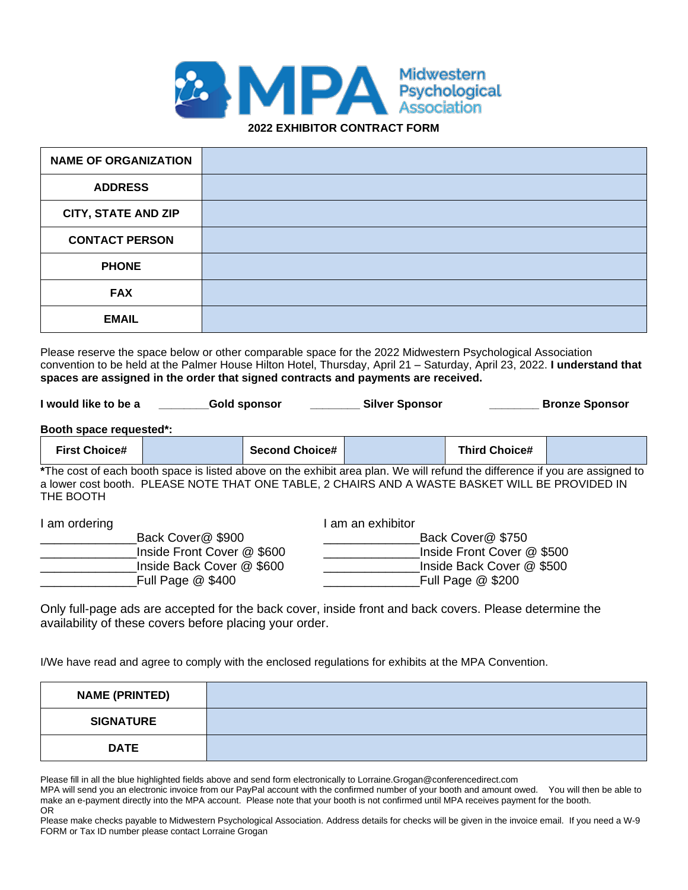# MPA Midwestern Psychological Association

**2022 EXHIBITOR CONTRACT FORM**

| | |
|---|---|
| **NAME OF ORGANIZATION** | |
| **ADDRESS** | |
| **CITY, STATE AND ZIP** | |
| **CONTACT PERSON** | |
| **PHONE** | |
| **FAX** | |
| **EMAIL** | |

Please reserve the space below or other comparable space for the 2022 Midwestern Psychological Association convention to be held at the Palmer House Hilton Hotel, Thursday, April 21 – Saturday, April 23, 2022. **I understand that spaces are assigned in the order that signed contracts and payments are received.**

**I would like to be a** ________**Gold sponsor** ________ **Silver Sponsor** ________ **Bronze Sponsor**

**Booth space requested*:**

| **First Choice#** | | **Second Choice#** | | **Third Choice#** | |
|---|---|---|---|---|---|

***The cost of each booth space is listed above on the exhibit area plan. We will refund the difference if you are assigned to a lower cost booth. PLEASE NOTE THAT ONE TABLE, 2 CHAIRS AND A WASTE BASKET WILL BE PROVIDED IN THE BOOTH

I am ordering
______________Back Cover@ $900
______________Inside Front Cover @ $600
______________Inside Back Cover @ $600
______________Full Page @ $400

I am an exhibitor
______________Back Cover@ $750
______________Inside Front Cover @ $500
______________Inside Back Cover @ $500
______________Full Page @ $200

Only full-page ads are accepted for the back cover, inside front and back covers. Please determine the availability of these covers before placing your order.

I/We have read and agree to comply with the enclosed regulations for exhibits at the MPA Convention.

| | |
|---|---|
| **NAME (PRINTED)** | |
| **SIGNATURE** | |
| **DATE** | |

Please fill in all the blue highlighted fields above and send form electronically to Lorraine.Grogan@conferencedirect.com
MPA will send you an electronic invoice from our PayPal account with the confirmed number of your booth and amount owed. You will then be able to make an e-payment directly into the MPA account. Please note that your booth is not confirmed until MPA receives payment for the booth.
OR
Please make checks payable to Midwestern Psychological Association. Address details for checks will be given in the invoice email. If you need a W-9 FORM or Tax ID number please contact Lorraine Grogan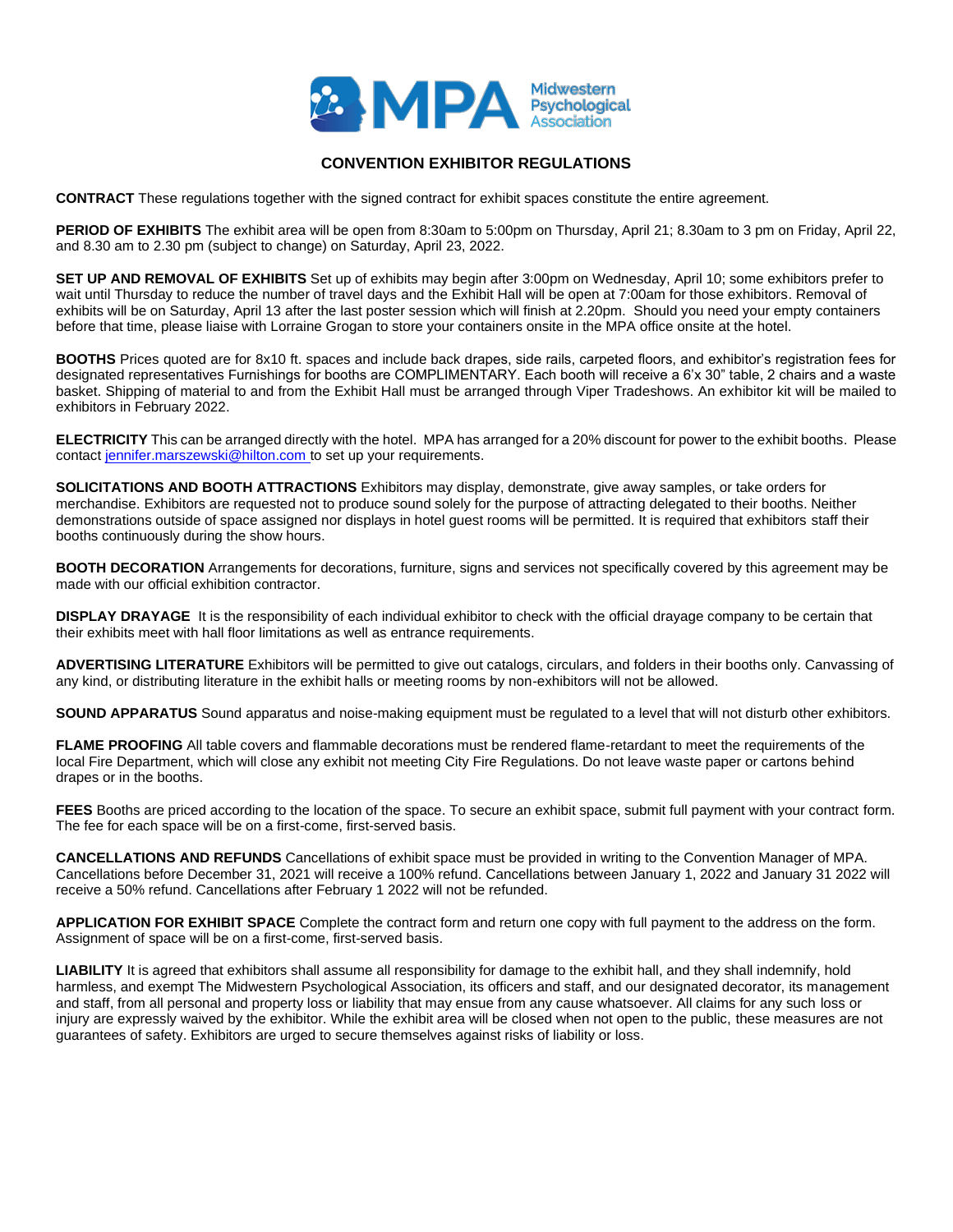Midwestern Psychological Association

## CONVENTION EXHIBITOR REGULATIONS

**CONTRACT** These regulations together with the signed contract for exhibit spaces constitute the entire agreement.

**PERIOD OF EXHIBITS** The exhibit area will be open from 8:30am to 5:00pm on Thursday, April 21; 8.30am to 3 pm on Friday, April 22, and 8.30 am to 2.30 pm (subject to change) on Saturday, April 23, 2022.

**SET UP AND REMOVAL OF EXHIBITS** Set up of exhibits may begin after 3:00pm on Wednesday, April 10; some exhibitors prefer to wait until Thursday to reduce the number of travel days and the Exhibit Hall will be open at 7:00am for those exhibitors. Removal of exhibits will be on Saturday, April 13 after the last poster session which will finish at 2.20pm. Should you need your empty containers before that time, please liaise with Lorraine Grogan to store your containers onsite in the MPA office onsite at the hotel.

**BOOTHS** Prices quoted are for 8x10 ft. spaces and include back drapes, side rails, carpeted floors, and exhibitor's registration fees for designated representatives Furnishings for booths are COMPLIMENTARY. Each booth will receive a 6'x 30" table, 2 chairs and a waste basket. Shipping of material to and from the Exhibit Hall must be arranged through Viper Tradeshows. An exhibitor kit will be mailed to exhibitors in February 2022.

**ELECTRICITY** This can be arranged directly with the hotel. MPA has arranged for a 20% discount for power to the exhibit booths. Please contact jennifer.marszewski@hilton.com to set up your requirements.

**SOLICITATIONS AND BOOTH ATTRACTIONS** Exhibitors may display, demonstrate, give away samples, or take orders for merchandise. Exhibitors are requested not to produce sound solely for the purpose of attracting delegated to their booths. Neither demonstrations outside of space assigned nor displays in hotel guest rooms will be permitted. It is required that exhibitors staff their booths continuously during the show hours.

**BOOTH DECORATION** Arrangements for decorations, furniture, signs and services not specifically covered by this agreement may be made with our official exhibition contractor.

**DISPLAY DRAYAGE** It is the responsibility of each individual exhibitor to check with the official drayage company to be certain that their exhibits meet with hall floor limitations as well as entrance requirements.

**ADVERTISING LITERATURE** Exhibitors will be permitted to give out catalogs, circulars, and folders in their booths only. Canvassing of any kind, or distributing literature in the exhibit halls or meeting rooms by non-exhibitors will not be allowed.

**SOUND APPARATUS** Sound apparatus and noise-making equipment must be regulated to a level that will not disturb other exhibitors.

**FLAME PROOFING** All table covers and flammable decorations must be rendered flame-retardant to meet the requirements of the local Fire Department, which will close any exhibit not meeting City Fire Regulations. Do not leave waste paper or cartons behind drapes or in the booths.

**FEES** Booths are priced according to the location of the space. To secure an exhibit space, submit full payment with your contract form. The fee for each space will be on a first-come, first-served basis.

**CANCELLATIONS AND REFUNDS** Cancellations of exhibit space must be provided in writing to the Convention Manager of MPA. Cancellations before December 31, 2021 will receive a 100% refund. Cancellations between January 1, 2022 and January 31 2022 will receive a 50% refund. Cancellations after February 1 2022 will not be refunded.

**APPLICATION FOR EXHIBIT SPACE** Complete the contract form and return one copy with full payment to the address on the form. Assignment of space will be on a first-come, first-served basis.

**LIABILITY** It is agreed that exhibitors shall assume all responsibility for damage to the exhibit hall, and they shall indemnify, hold harmless, and exempt The Midwestern Psychological Association, its officers and staff, and our designated decorator, its management and staff, from all personal and property loss or liability that may ensue from any cause whatsoever. All claims for any such loss or injury are expressly waived by the exhibitor. While the exhibit area will be closed when not open to the public, these measures are not guarantees of safety. Exhibitors are urged to secure themselves against risks of liability or loss.